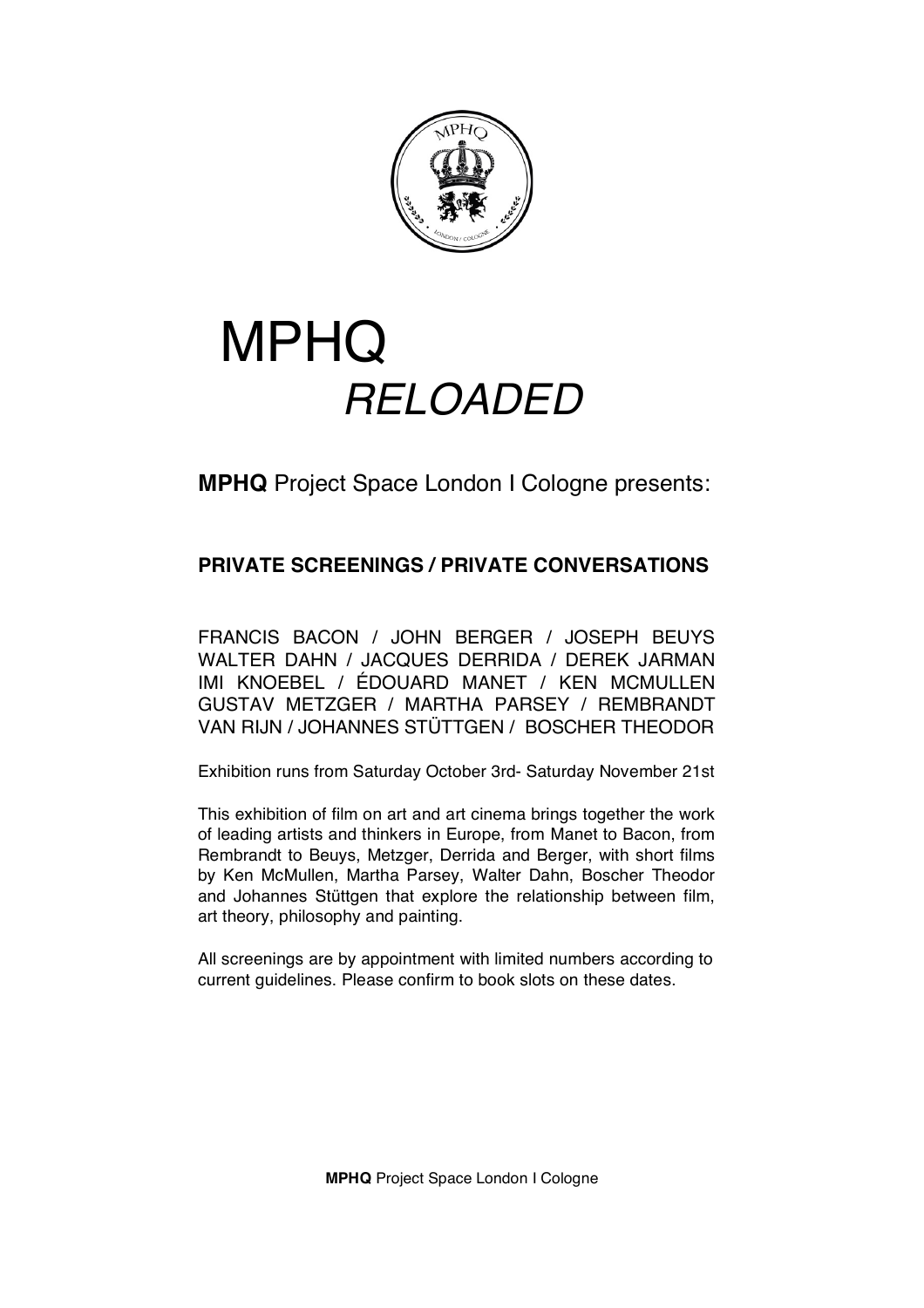# MPHQ
## *RELOADED*

**MPHQ** Project Space London I Cologne presents:

**PRIVATE SCREENINGS / PRIVATE CONVERSATIONS**

FRANCIS BACON / JOHN BERGER / JOSEPH BEUYS
WALTER DAHN / JACQUES DERRIDA / DEREK JARMAN
IMI KNOEBEL / ÉDOUARD MANET / KEN MCMULLEN
GUSTAV METZGER / MARTHA PARSEY / REMBRANDT
VAN RIJN / JOHANNES STÜTTGEN / BOSCHER THEODOR

Exhibition runs from Saturday October 3rd- Saturday November 21st

This exhibition of film on art and art cinema brings together the work of leading artists and thinkers in Europe, from Manet to Bacon, from Rembrandt to Beuys, Metzger, Derrida and Berger, with short films by Ken McMullen, Martha Parsey, Walter Dahn, Boscher Theodor and Johannes Stüttgen that explore the relationship between film, art theory, philosophy and painting.

All screenings are by appointment with limited numbers according to current guidelines. Please confirm to book slots on these dates.

**MPHQ** Project Space London I Cologne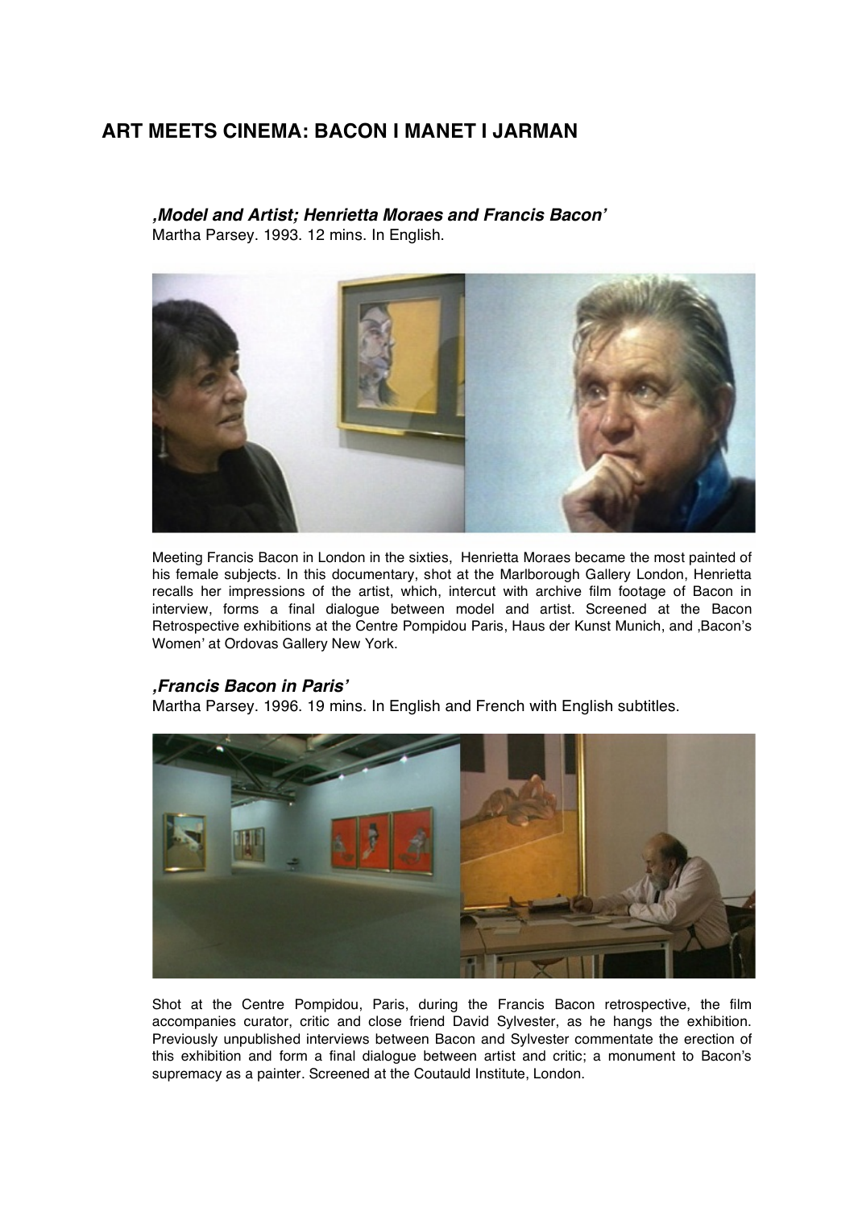## ART MEETS CINEMA: BACON I MANET I JARMAN

### *‚Model and Artist; Henrietta Moraes and Francis Bacon'*

Martha Parsey. 1993. 12 mins. In English.

Meeting Francis Bacon in London in the sixties, Henrietta Moraes became the most painted of his female subjects. In this documentary, shot at the Marlborough Gallery London, Henrietta recalls her impressions of the artist, which, intercut with archive film footage of Bacon in interview, forms a final dialogue between model and artist. Screened at the Bacon Retrospective exhibitions at the Centre Pompidou Paris, Haus der Kunst Munich, and ‚Bacon's Women' at Ordovas Gallery New York.

### *‚Francis Bacon in Paris'*

Martha Parsey. 1996. 19 mins. In English and French with English subtitles.

Shot at the Centre Pompidou, Paris, during the Francis Bacon retrospective, the film accompanies curator, critic and close friend David Sylvester, as he hangs the exhibition. Previously unpublished interviews between Bacon and Sylvester commentate the erection of this exhibition and form a final dialogue between artist and critic; a monument to Bacon's supremacy as a painter. Screened at the Coutauld Institute, London.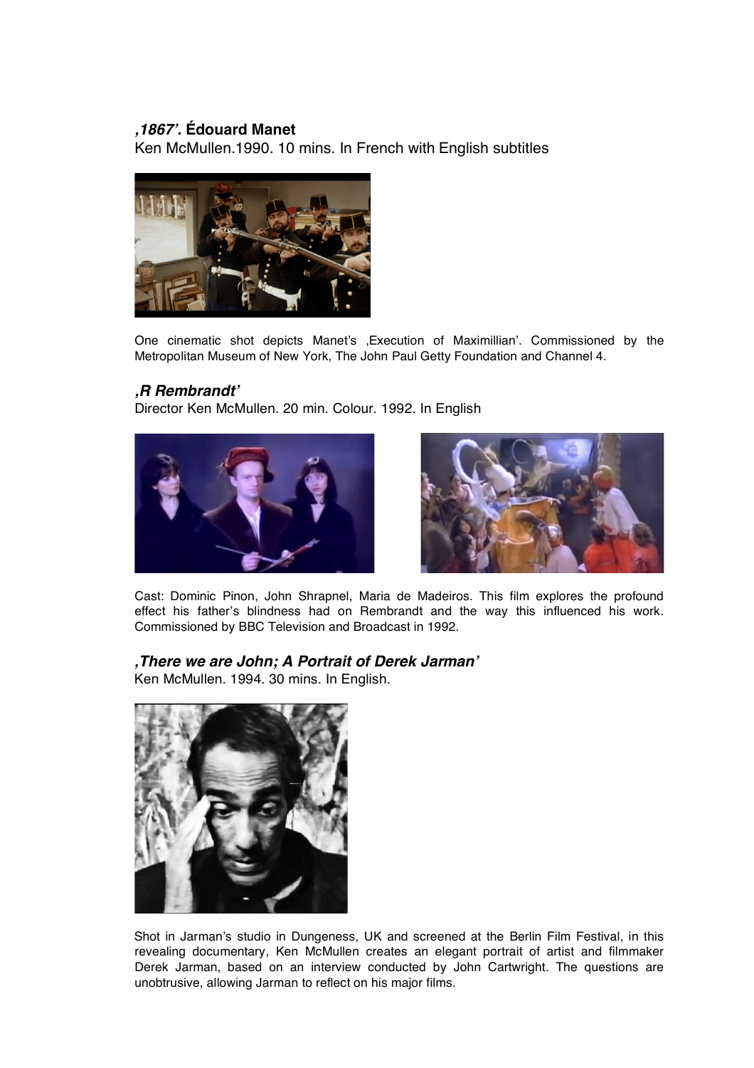### *‚1867’.* **Édouard Manet**

Ken McMullen.1990. 10 mins. In French with English subtitles

One cinematic shot depicts Manet’s ‚Execution of Maximillian’. Commissioned by the Metropolitan Museum of New York, The John Paul Getty Foundation and Channel 4.

### *‚R Rembrandt’*

Director Ken McMullen. 20 min. Colour. 1992. In English

Cast: Dominic Pinon, John Shrapnel, Maria de Madeiros. This film explores the profound effect his father’s blindness had on Rembrandt and the way this influenced his work. Commissioned by BBC Television and Broadcast in 1992.

### *‚There we are John; A Portrait of Derek Jarman’*

Ken McMullen. 1994. 30 mins. In English.

Shot in Jarman’s studio in Dungeness, UK and screened at the Berlin Film Festival, in this revealing documentary, Ken McMullen creates an elegant portrait of artist and filmmaker Derek Jarman, based on an interview conducted by John Cartwright. The questions are unobtrusive, allowing Jarman to reflect on his major films.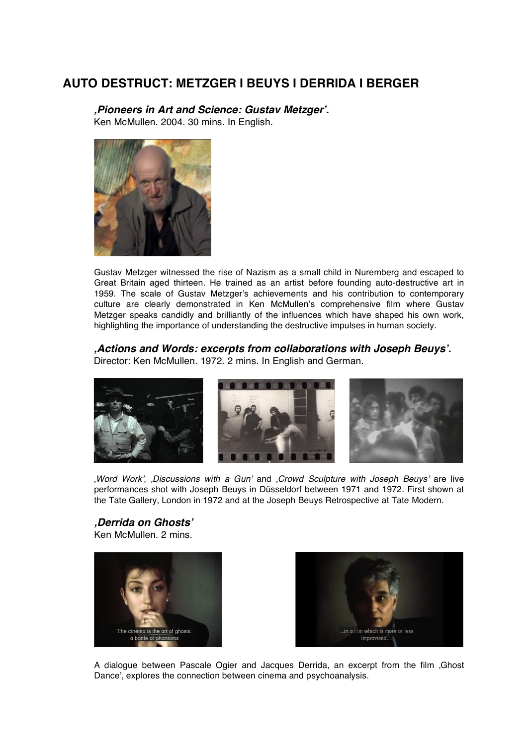# AUTO DESTRUCT: METZGER I BEUYS I DERRIDA I BERGER

### *‚Pioneers in Art and Science: Gustav Metzger'.*

Ken McMullen. 2004. 30 mins. In English.

Gustav Metzger witnessed the rise of Nazism as a small child in Nuremberg and escaped to Great Britain aged thirteen. He trained as an artist before founding auto-destructive art in 1959. The scale of Gustav Metzger's achievements and his contribution to contemporary culture are clearly demonstrated in Ken McMullen's comprehensive film where Gustav Metzger speaks candidly and brilliantly of the influences which have shaped his own work, highlighting the importance of understanding the destructive impulses in human society.

### *‚Actions and Words: excerpts from collaborations with Joseph Beuys'.*

Director: Ken McMullen. 1972. 2 mins. In English and German.

*‚Word Work'*, *‚Discussions with a Gun'* and *‚Crowd Sculpture with Joseph Beuys'* are live performances shot with Joseph Beuys in Düsseldorf between 1971 and 1972. First shown at the Tate Gallery, London in 1972 and at the Joseph Beuys Retrospective at Tate Modern.

### *‚Derrida on Ghosts'*

Ken McMullen. 2 mins.

A dialogue between Pascale Ogier and Jacques Derrida, an excerpt from the film ‚Ghost Dance', explores the connection between cinema and psychoanalysis.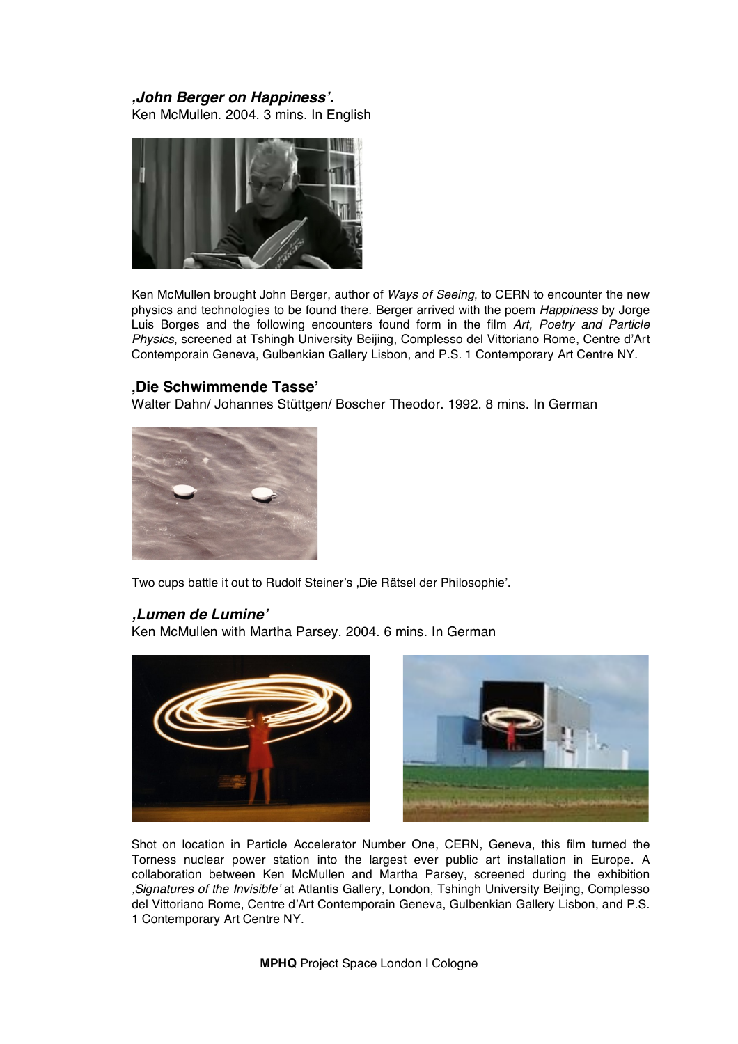### *‚John Berger on Happiness'.*

Ken McMullen. 2004. 3 mins. In English

Ken McMullen brought John Berger, author of *Ways of Seeing*, to CERN to encounter the new physics and technologies to be found there. Berger arrived with the poem *Happiness* by Jorge Luis Borges and the following encounters found form in the film *Art, Poetry and Particle Physics*, screened at Tshingh University Beijing, Complesso del Vittoriano Rome, Centre d'Art Contemporain Geneva, Gulbenkian Gallery Lisbon, and P.S. 1 Contemporary Art Centre NY.

### **‚Die Schwimmende Tasse'**

Walter Dahn/ Johannes Stüttgen/ Boscher Theodor. 1992. 8 mins. In German

Two cups battle it out to Rudolf Steiner's ‚Die Rätsel der Philosophie'.

### *‚Lumen de Lumine'*

Ken McMullen with Martha Parsey. 2004. 6 mins. In German

Shot on location in Particle Accelerator Number One, CERN, Geneva, this film turned the Torness nuclear power station into the largest ever public art installation in Europe. A collaboration between Ken McMullen and Martha Parsey, screened during the exhibition *‚Signatures of the Invisible'* at Atlantis Gallery, London, Tshingh University Beijing, Complesso del Vittoriano Rome, Centre d'Art Contemporain Geneva, Gulbenkian Gallery Lisbon, and P.S. 1 Contemporary Art Centre NY.

**MPHQ** Project Space London I Cologne